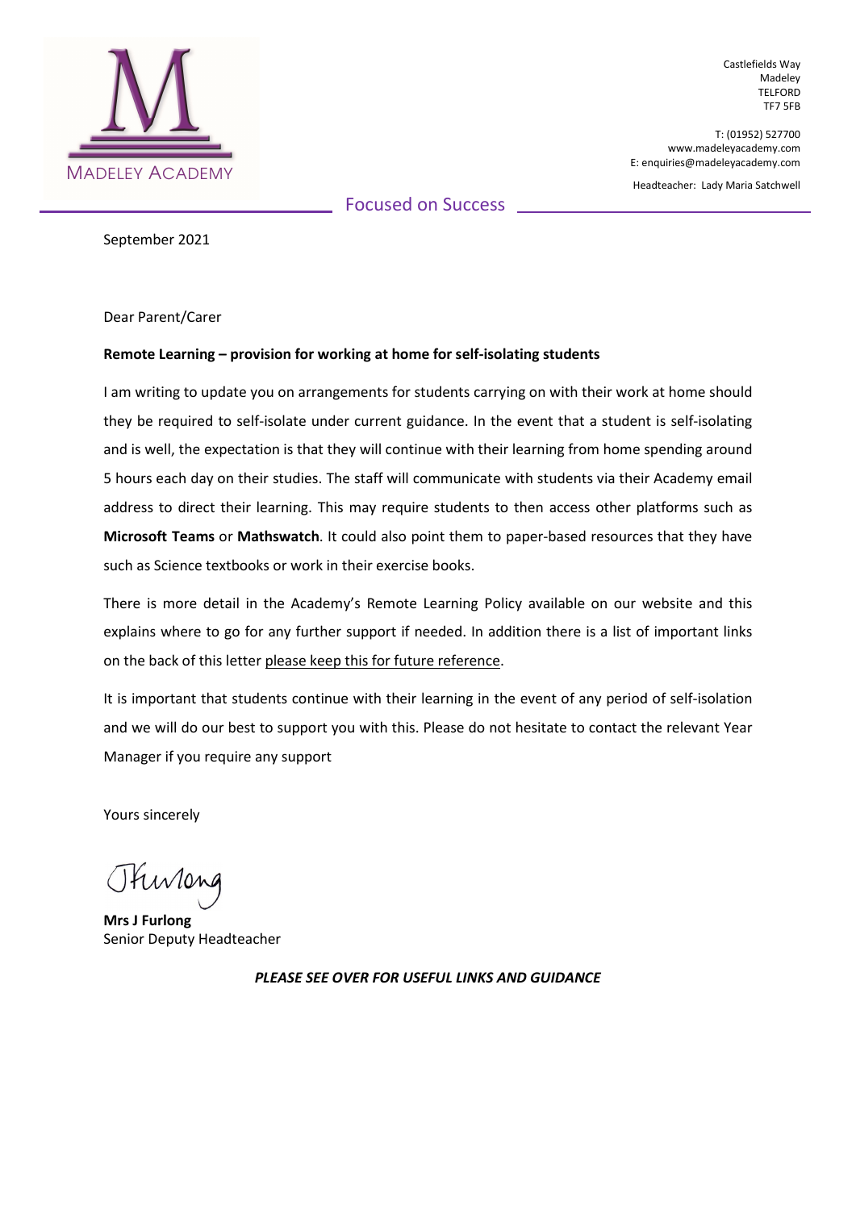MADELEY ACADEMY

Castlefields Way
Madeley
TELFORD
TF7 5FB

T: (01952) 527700
www.madeleyacademy.com
E: enquiries@madeleyacademy.com

Headteacher: Lady Maria Satchwell

Focused on Success

September 2021

Dear Parent/Carer

**Remote Learning – provision for working at home for self-isolating students**

I am writing to update you on arrangements for students carrying on with their work at home should they be required to self-isolate under current guidance. In the event that a student is self-isolating and is well, the expectation is that they will continue with their learning from home spending around 5 hours each day on their studies. The staff will communicate with students via their Academy email address to direct their learning. This may require students to then access other platforms such as **Microsoft Teams** or **Mathswatch**. It could also point them to paper-based resources that they have such as Science textbooks or work in their exercise books.

There is more detail in the Academy's Remote Learning Policy available on our website and this explains where to go for any further support if needed. In addition there is a list of important links on the back of this letter please keep this for future reference.

It is important that students continue with their learning in the event of any period of self-isolation and we will do our best to support you with this. Please do not hesitate to contact the relevant Year Manager if you require any support

Yours sincerely

JFurlong

**Mrs J Furlong**
Senior Deputy Headteacher

***PLEASE SEE OVER FOR USEFUL LINKS AND GUIDANCE***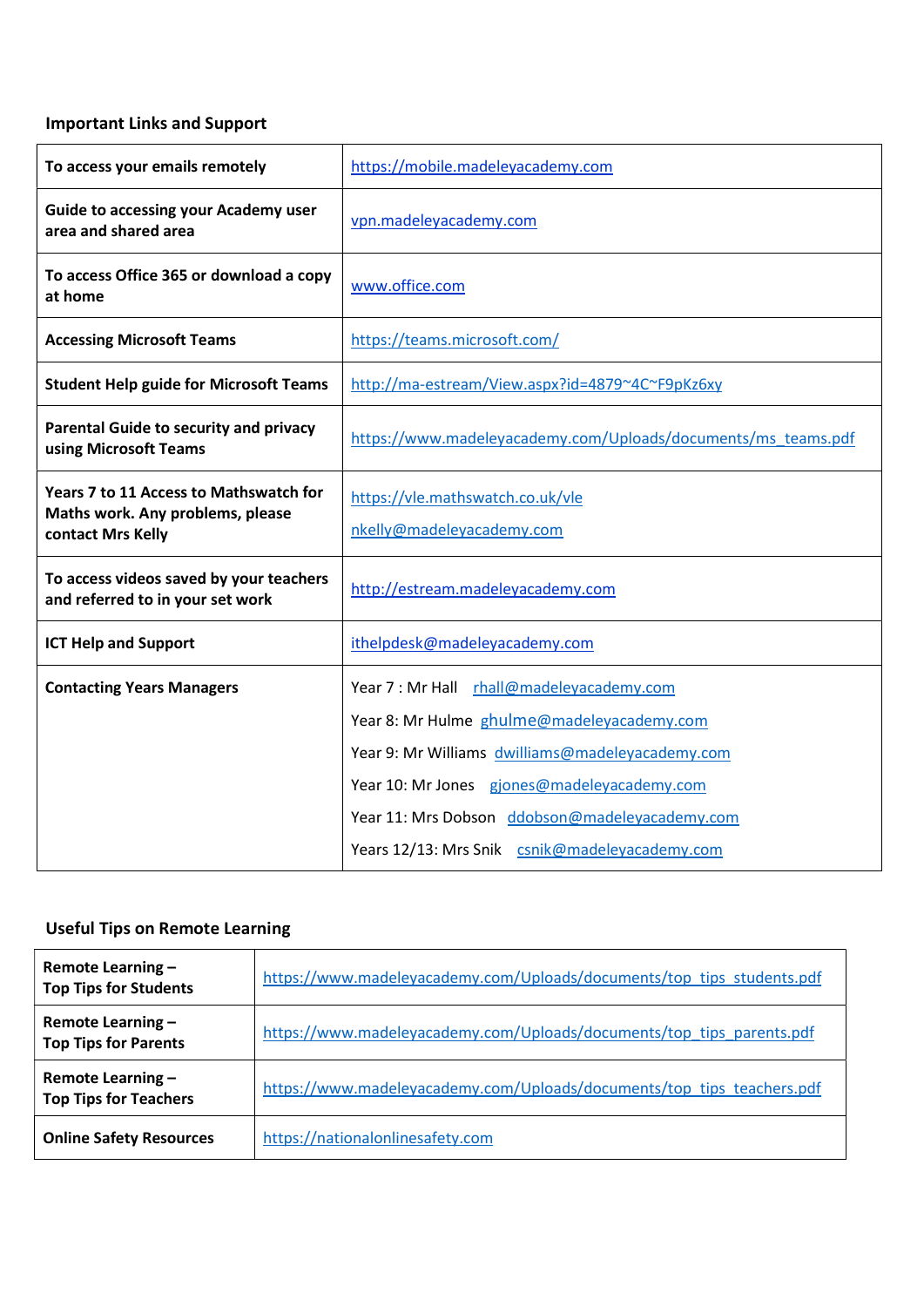## Important Links and Support

| | |
|---|---|
| **To access your emails remotely** | https://mobile.madeleyacademy.com |
| **Guide to accessing your Academy user area and shared area** | vpn.madeleyacademy.com |
| **To access Office 365 or download a copy at home** | www.office.com |
| **Accessing Microsoft Teams** | https://teams.microsoft.com/ |
| **Student Help guide for Microsoft Teams** | http://ma-estream/View.aspx?id=4879~4C~F9pKz6xy |
| **Parental Guide to security and privacy using Microsoft Teams** | https://www.madeleyacademy.com/Uploads/documents/ms_teams.pdf |
| **Years 7 to 11 Access to Mathswatch for Maths work. Any problems, please contact Mrs Kelly** | https://vle.mathswatch.co.uk/vle<br>nkelly@madeleyacademy.com |
| **To access videos saved by your teachers and referred to in your set work** | http://estream.madeleyacademy.com |
| **ICT Help and Support** | ithelpdesk@madeleyacademy.com |
| **Contacting Years Managers** | Year 7 : Mr Hall rhall@madeleyacademy.com<br>Year 8: Mr Hulme ghulme@madeleyacademy.com<br>Year 9: Mr Williams dwilliams@madeleyacademy.com<br>Year 10: Mr Jones gjones@madeleyacademy.com<br>Year 11: Mrs Dobson ddobson@madeleyacademy.com<br>Years 12/13: Mrs Snik csnik@madeleyacademy.com |

## Useful Tips on Remote Learning

| | |
|---|---|
| **Remote Learning – Top Tips for Students** | https://www.madeleyacademy.com/Uploads/documents/top_tips_students.pdf |
| **Remote Learning – Top Tips for Parents** | https://www.madeleyacademy.com/Uploads/documents/top_tips_parents.pdf |
| **Remote Learning – Top Tips for Teachers** | https://www.madeleyacademy.com/Uploads/documents/top_tips_teachers.pdf |
| **Online Safety Resources** | https://nationalonlinesafety.com |